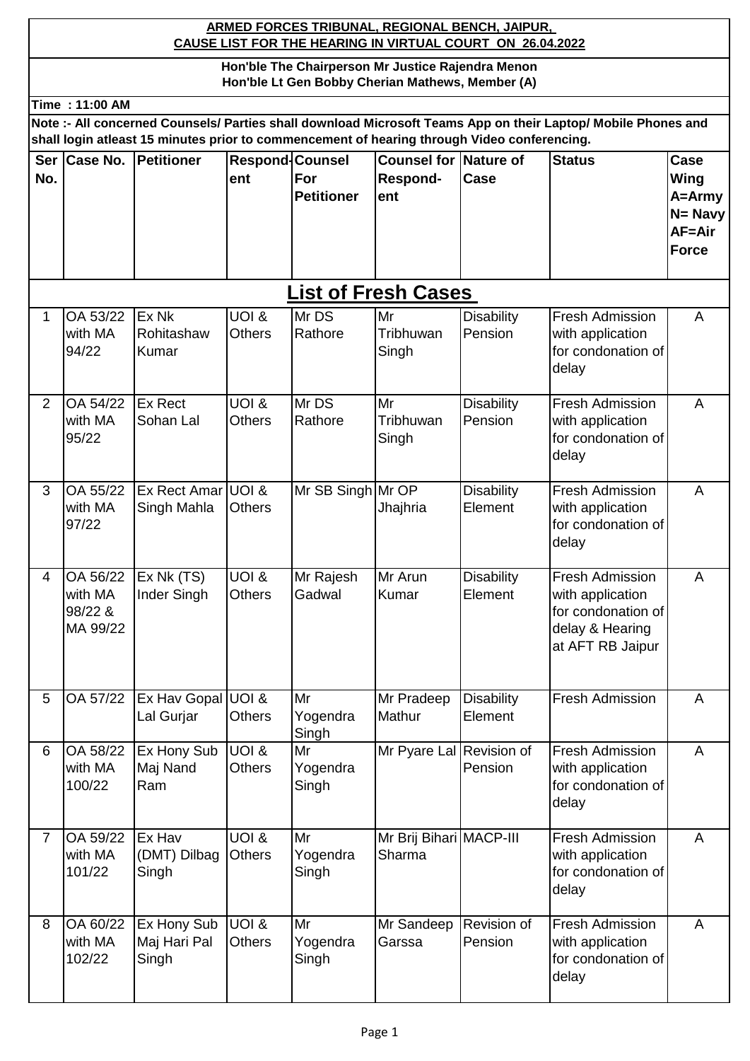**ARMED FORCES TRIBUNAL, REGIONAL BENCH, JAIPUR,**
**CAUSE LIST FOR THE HEARING IN VIRTUAL COURT ON 26.04.2022**

**Hon'ble The Chairperson Mr Justice Rajendra Menon**
**Hon'ble Lt Gen Bobby Cherian Mathews, Member (A)**

**Time : 11:00 AM**

**Note :- All concerned Counsels/ Parties shall download Microsoft Teams App on their Laptop/ Mobile Phones and shall login atleast 15 minutes prior to commencement of hearing through Video conferencing.**

| Ser No. | Case No. | Petitioner | Respondent | Counsel For Petitioner | Counsel for Respondent | Nature of Case | Status | Case Wing A=Army N= Navy AF=Air Force |
|---|---|---|---|---|---|---|---|---|
| **List of Fresh Cases** | | | | | | | | |
| 1 | OA 53/22 with MA 94/22 | Ex Nk Rohitashaw Kumar | UOI & Others | Mr DS Rathore | Mr Tribhuwan Singh | Disability Pension | Fresh Admission with application for condonation of delay | A |
| 2 | OA 54/22 with MA 95/22 | Ex Rect Sohan Lal | UOI & Others | Mr DS Rathore | Mr Tribhuwan Singh | Disability Pension | Fresh Admission with application for condonation of delay | A |
| 3 | OA 55/22 with MA 97/22 | Ex Rect Amar Singh Mahla | UOI & Others | Mr SB Singh | Mr OP Jhajhria | Disability Element | Fresh Admission with application for condonation of delay | A |
| 4 | OA 56/22 with MA 98/22 & MA 99/22 | Ex Nk (TS) Inder Singh | UOI & Others | Mr Rajesh Gadwal | Mr Arun Kumar | Disability Element | Fresh Admission with application for condonation of delay & Hearing at AFT RB Jaipur | A |
| 5 | OA 57/22 | Ex Hav Gopal Lal Gurjar | UOI & Others | Mr Yogendra Singh | Mr Pradeep Mathur | Disability Element | Fresh Admission | A |
| 6 | OA 58/22 with MA 100/22 | Ex Hony Sub Maj Nand Ram | UOI & Others | Mr Yogendra Singh | Mr Pyare Lal | Revision of Pension | Fresh Admission with application for condonation of delay | A |
| 7 | OA 59/22 with MA 101/22 | Ex Hav (DMT) Dilbag Singh | UOI & Others | Mr Yogendra Singh | Mr Brij Bihari Sharma | MACP-III | Fresh Admission with application for condonation of delay | A |
| 8 | OA 60/22 with MA 102/22 | Ex Hony Sub Maj Hari Pal Singh | UOI & Others | Mr Yogendra Singh | Mr Sandeep Garssa | Revision of Pension | Fresh Admission with application for condonation of delay | A |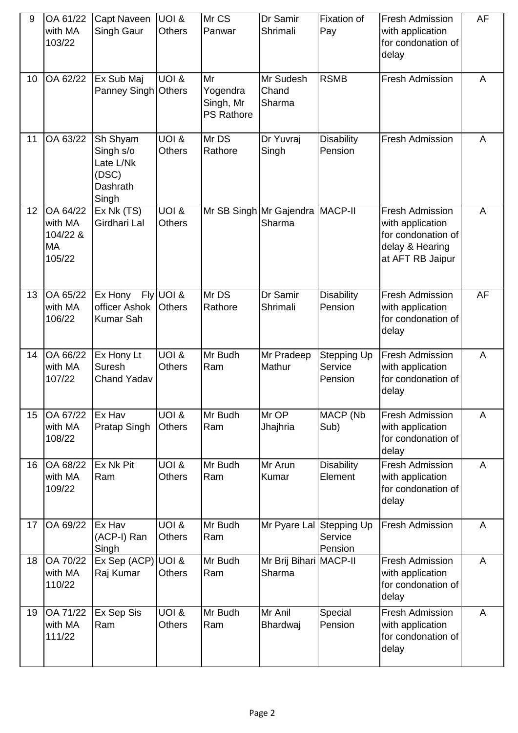| | | | | | | | | |
|---|---|---|---|---|---|---|---|---|
| 9 | OA 61/22 with MA 103/22 | Capt Naveen Singh Gaur | UOI & Others | Mr CS Panwar | Dr Samir Shrimali | Fixation of Pay | Fresh Admission with application for condonation of delay | AF |
| 10 | OA 62/22 | Ex Sub Maj Panney Singh | UOI & Others | Mr Yogendra Singh, Mr PS Rathore | Mr Sudesh Chand Sharma | RSMB | Fresh Admission | A |
| 11 | OA 63/22 | Sh Shyam Singh s/o Late L/Nk (DSC) Dashrath Singh | UOI & Others | Mr DS Rathore | Dr Yuvraj Singh | Disability Pension | Fresh Admission | A |
| 12 | OA 64/22 with MA 104/22 & MA 105/22 | Ex Nk (TS) Girdhari Lal | UOI & Others | Mr SB Singh | Mr Gajendra Sharma | MACP-II | Fresh Admission with application for condonation of delay & Hearing at AFT RB Jaipur | A |
| 13 | OA 65/22 with MA 106/22 | Ex Hony Fly officer Ashok Kumar Sah | UOI & Others | Mr DS Rathore | Dr Samir Shrimali | Disability Pension | Fresh Admission with application for condonation of delay | AF |
| 14 | OA 66/22 with MA 107/22 | Ex Hony Lt Suresh Chand Yadav | UOI & Others | Mr Budh Ram | Mr Pradeep Mathur | Stepping Up Service Pension | Fresh Admission with application for condonation of delay | A |
| 15 | OA 67/22 with MA 108/22 | Ex Hav Pratap Singh | UOI & Others | Mr Budh Ram | Mr OP Jhajhria | MACP (Nb Sub) | Fresh Admission with application for condonation of delay | A |
| 16 | OA 68/22 with MA 109/22 | Ex Nk Pit Ram | UOI & Others | Mr Budh Ram | Mr Arun Kumar | Disability Element | Fresh Admission with application for condonation of delay | A |
| 17 | OA 69/22 | Ex Hav (ACP-I) Ran Singh | UOI & Others | Mr Budh Ram | Mr Pyare Lal | Stepping Up Service Pension | Fresh Admission | A |
| 18 | OA 70/22 with MA 110/22 | Ex Sep (ACP) Raj Kumar | UOI & Others | Mr Budh Ram | Mr Brij Bihari Sharma | MACP-II | Fresh Admission with application for condonation of delay | A |
| 19 | OA 71/22 with MA 111/22 | Ex Sep Sis Ram | UOI & Others | Mr Budh Ram | Mr Anil Bhardwaj | Special Pension | Fresh Admission with application for condonation of delay | A |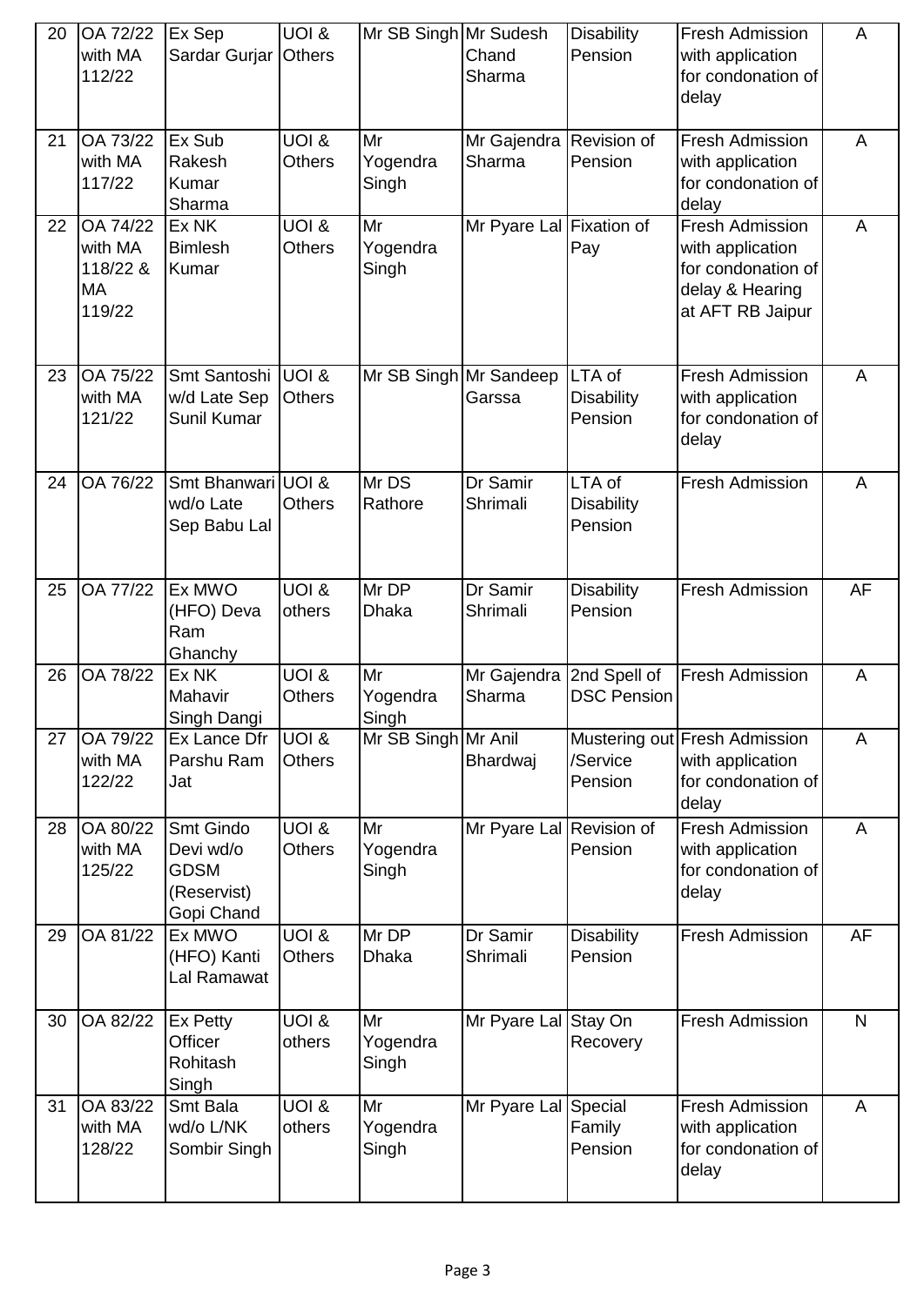| | | | | | | | | |
|---|---|---|---|---|---|---|---|---|
| 20 | OA 72/22 with MA 112/22 | Ex Sep Sardar Gurjar | UOI & Others | Mr SB Singh | Mr Sudesh Chand Sharma | Disability Pension | Fresh Admission with application for condonation of delay | A |
| 21 | OA 73/22 with MA 117/22 | Ex Sub Rakesh Kumar Sharma | UOI & Others | Mr Yogendra Singh | Mr Gajendra Sharma | Revision of Pension | Fresh Admission with application for condonation of delay | A |
| 22 | OA 74/22 with MA 118/22 & MA 119/22 | Ex NK Bimlesh Kumar | UOI & Others | Mr Yogendra Singh | Mr Pyare Lal | Fixation of Pay | Fresh Admission with application for condonation of delay & Hearing at AFT RB Jaipur | A |
| 23 | OA 75/22 with MA 121/22 | Smt Santoshi w/d Late Sep Sunil Kumar | UOI & Others | Mr SB Singh | Mr Sandeep Garssa | LTA of Disability Pension | Fresh Admission with application for condonation of delay | A |
| 24 | OA 76/22 | Smt Bhanwari wd/o Late Sep Babu Lal | UOI & Others | Mr DS Rathore | Dr Samir Shrimali | LTA of Disability Pension | Fresh Admission | A |
| 25 | OA 77/22 | Ex MWO (HFO) Deva Ram Ghanchy | UOI & others | Mr DP Dhaka | Dr Samir Shrimali | Disability Pension | Fresh Admission | AF |
| 26 | OA 78/22 | Ex NK Mahavir Singh Dangi | UOI & Others | Mr Yogendra Singh | Mr Gajendra Sharma | 2nd Spell of DSC Pension | Fresh Admission | A |
| 27 | OA 79/22 with MA 122/22 | Ex Lance Dfr Parshu Ram Jat | UOI & Others | Mr SB Singh | Mr Anil Bhardwaj | Mustering out /Service Pension | Fresh Admission with application for condonation of delay | A |
| 28 | OA 80/22 with MA 125/22 | Smt Gindo Devi wd/o GDSM (Reservist) Gopi Chand | UOI & Others | Mr Yogendra Singh | Mr Pyare Lal | Revision of Pension | Fresh Admission with application for condonation of delay | A |
| 29 | OA 81/22 | Ex MWO (HFO) Kanti Lal Ramawat | UOI & Others | Mr DP Dhaka | Dr Samir Shrimali | Disability Pension | Fresh Admission | AF |
| 30 | OA 82/22 | Ex Petty Officer Rohitash Singh | UOI & others | Mr Yogendra Singh | Mr Pyare Lal | Stay On Recovery | Fresh Admission | N |
| 31 | OA 83/22 with MA 128/22 | Smt Bala wd/o L/NK Sombir Singh | UOI & others | Mr Yogendra Singh | Mr Pyare Lal | Special Family Pension | Fresh Admission with application for condonation of delay | A |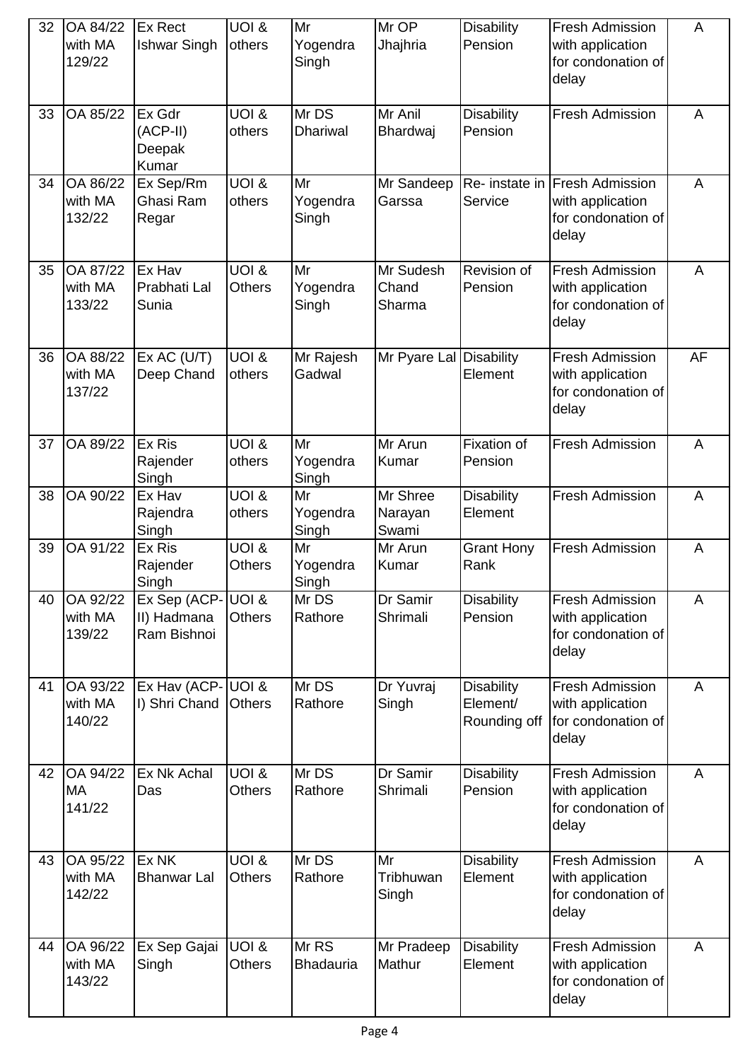| | | | | | | | | |
|---|---|---|---|---|---|---|---|---|
| 32 | OA 84/22 with MA 129/22 | Ex Rect Ishwar Singh | UOI & others | Mr Yogendra Singh | Mr OP Jhajhria | Disability Pension | Fresh Admission with application for condonation of delay | A |
| 33 | OA 85/22 | Ex Gdr (ACP-II) Deepak Kumar | UOI & others | Mr DS Dhariwal | Mr Anil Bhardwaj | Disability Pension | Fresh Admission | A |
| 34 | OA 86/22 with MA 132/22 | Ex Sep/Rm Ghasi Ram Regar | UOI & others | Mr Yogendra Singh | Mr Sandeep Garssa | Re- instate in Service | Fresh Admission with application for condonation of delay | A |
| 35 | OA 87/22 with MA 133/22 | Ex Hav Prabhati Lal Sunia | UOI & Others | Mr Yogendra Singh | Mr Sudesh Chand Sharma | Revision of Pension | Fresh Admission with application for condonation of delay | A |
| 36 | OA 88/22 with MA 137/22 | Ex AC (U/T) Deep Chand | UOI & others | Mr Rajesh Gadwal | Mr Pyare Lal | Disability Element | Fresh Admission with application for condonation of delay | AF |
| 37 | OA 89/22 | Ex Ris Rajender Singh | UOI & others | Mr Yogendra Singh | Mr Arun Kumar | Fixation of Pension | Fresh Admission | A |
| 38 | OA 90/22 | Ex Hav Rajendra Singh | UOI & others | Mr Yogendra Singh | Mr Shree Narayan Swami | Disability Element | Fresh Admission | A |
| 39 | OA 91/22 | Ex Ris Rajender Singh | UOI & Others | Mr Yogendra Singh | Mr Arun Kumar | Grant Hony Rank | Fresh Admission | A |
| 40 | OA 92/22 with MA 139/22 | Ex Sep (ACP-II) Hadmana Ram Bishnoi | UOI & Others | Mr DS Rathore | Dr Samir Shrimali | Disability Pension | Fresh Admission with application for condonation of delay | A |
| 41 | OA 93/22 with MA 140/22 | Ex Hav (ACP-I) Shri Chand | UOI & Others | Mr DS Rathore | Dr Yuvraj Singh | Disability Element/ Rounding off | Fresh Admission with application for condonation of delay | A |
| 42 | OA 94/22 MA 141/22 | Ex Nk Achal Das | UOI & Others | Mr DS Rathore | Dr Samir Shrimali | Disability Pension | Fresh Admission with application for condonation of delay | A |
| 43 | OA 95/22 with MA 142/22 | Ex NK Bhanwar Lal | UOI & Others | Mr DS Rathore | Mr Tribhuwan Singh | Disability Element | Fresh Admission with application for condonation of delay | A |
| 44 | OA 96/22 with MA 143/22 | Ex Sep Gajai Singh | UOI & Others | Mr RS Bhadauria | Mr Pradeep Mathur | Disability Element | Fresh Admission with application for condonation of delay | A |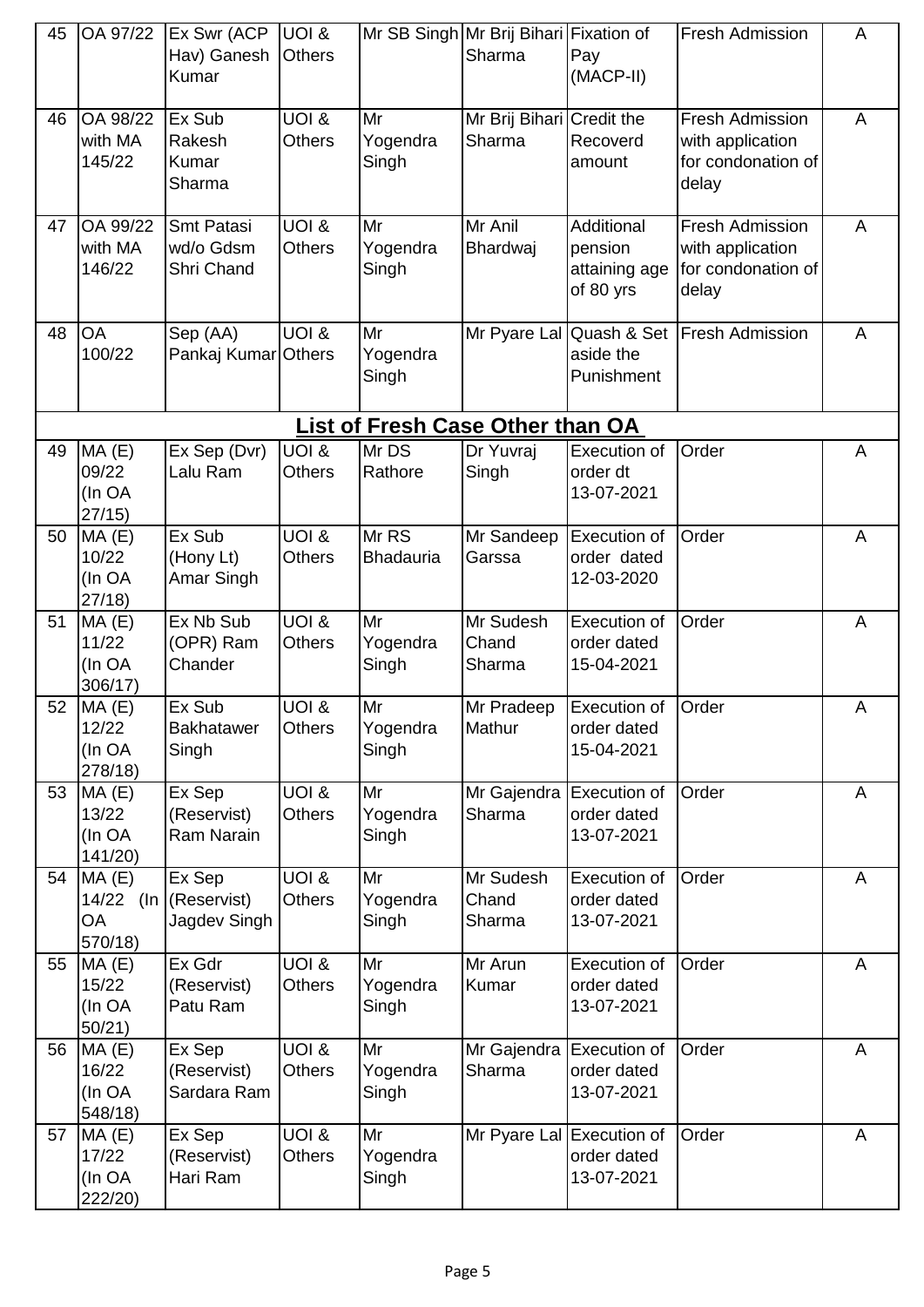| 45 | OA 97/22 | Ex Swr (ACP Hav) Ganesh Kumar | UOI & Others | Mr SB Singh | Mr Brij Bihari Sharma | Fixation of Pay (MACP-II) | Fresh Admission | A |
|---|---|---|---|---|---|---|---|---|
| 46 | OA 98/22 with MA 145/22 | Ex Sub Rakesh Kumar Sharma | UOI & Others | Mr Yogendra Singh | Mr Brij Bihari Sharma | Credit the Recoverd amount | Fresh Admission with application for condonation of delay | A |
| 47 | OA 99/22 with MA 146/22 | Smt Patasi wd/o Gdsm Shri Chand | UOI & Others | Mr Yogendra Singh | Mr Anil Bhardwaj | Additional pension attaining age of 80 yrs | Fresh Admission with application for condonation of delay | A |
| 48 | OA 100/22 | Sep (AA) Pankaj Kumar | UOI & Others | Mr Yogendra Singh | Mr Pyare Lal | Quash & Set aside the Punishment | Fresh Admission | A |
| | | | | **List of Fresh Case Other than OA** | | | | |
| 49 | MA (E) 09/22 (In OA 27/15) | Ex Sep (Dvr) Lalu Ram | UOI & Others | Mr DS Rathore | Dr Yuvraj Singh | Execution of order dt 13-07-2021 | Order | A |
| 50 | MA (E) 10/22 (In OA 27/18) | Ex Sub (Hony Lt) Amar Singh | UOI & Others | Mr RS Bhadauria | Mr Sandeep Garssa | Execution of order dated 12-03-2020 | Order | A |
| 51 | MA (E) 11/22 (In OA 306/17) | Ex Nb Sub (OPR) Ram Chander | UOI & Others | Mr Yogendra Singh | Mr Sudesh Chand Sharma | Execution of order dated 15-04-2021 | Order | A |
| 52 | MA (E) 12/22 (In OA 278/18) | Ex Sub Bakhatawer Singh | UOI & Others | Mr Yogendra Singh | Mr Pradeep Mathur | Execution of order dated 15-04-2021 | Order | A |
| 53 | MA (E) 13/22 (In OA 141/20) | Ex Sep (Reservist) Ram Narain | UOI & Others | Mr Yogendra Singh | Mr Gajendra Sharma | Execution of order dated 13-07-2021 | Order | A |
| 54 | MA (E) 14/22 (In OA 570/18) | Ex Sep (Reservist) Jagdev Singh | UOI & Others | Mr Yogendra Singh | Mr Sudesh Chand Sharma | Execution of order dated 13-07-2021 | Order | A |
| 55 | MA (E) 15/22 (In OA 50/21) | Ex Gdr (Reservist) Patu Ram | UOI & Others | Mr Yogendra Singh | Mr Arun Kumar | Execution of order dated 13-07-2021 | Order | A |
| 56 | MA (E) 16/22 (In OA 548/18) | Ex Sep (Reservist) Sardara Ram | UOI & Others | Mr Yogendra Singh | Mr Gajendra Sharma | Execution of order dated 13-07-2021 | Order | A |
| 57 | MA (E) 17/22 (In OA 222/20) | Ex Sep (Reservist) Hari Ram | UOI & Others | Mr Yogendra Singh | Mr Pyare Lal | Execution of order dated 13-07-2021 | Order | A |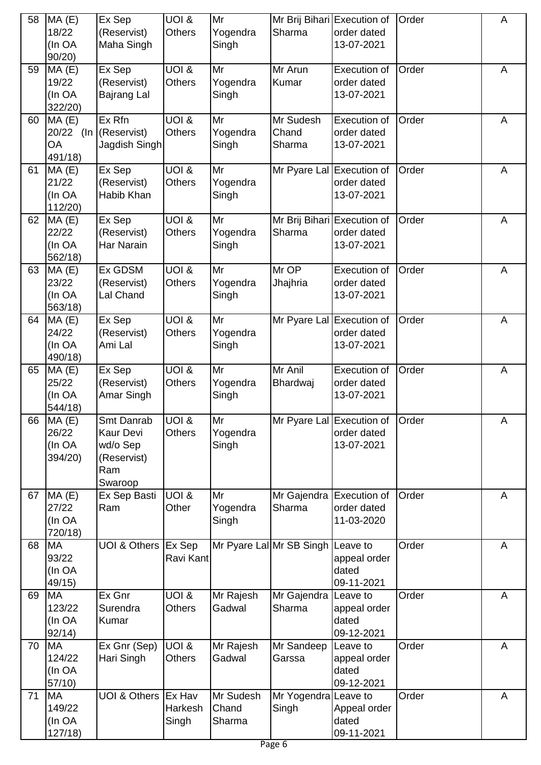| | | | | | | | | |
|---|---|---|---|---|---|---|---|---|
| 58 | MA (E) 18/22 (In OA 90/20) | Ex Sep (Reservist) Maha Singh | UOI & Others | Mr Yogendra Singh | Mr Brij Bihari Sharma | Execution of order dated 13-07-2021 | Order | A |
| 59 | MA (E) 19/22 (In OA 322/20) | Ex Sep (Reservist) Bajrang Lal | UOI & Others | Mr Yogendra Singh | Mr Arun Kumar | Execution of order dated 13-07-2021 | Order | A |
| 60 | MA (E) 20/22 (In OA 491/18) | Ex Rfn (Reservist) Jagdish Singh | UOI & Others | Mr Yogendra Singh | Mr Sudesh Chand Sharma | Execution of order dated 13-07-2021 | Order | A |
| 61 | MA (E) 21/22 (In OA 112/20) | Ex Sep (Reservist) Habib Khan | UOI & Others | Mr Yogendra Singh | Mr Pyare Lal | Execution of order dated 13-07-2021 | Order | A |
| 62 | MA (E) 22/22 (In OA 562/18) | Ex Sep (Reservist) Har Narain | UOI & Others | Mr Yogendra Singh | Mr Brij Bihari Sharma | Execution of order dated 13-07-2021 | Order | A |
| 63 | MA (E) 23/22 (In OA 563/18) | Ex GDSM (Reservist) Lal Chand | UOI & Others | Mr Yogendra Singh | Mr OP Jhajhria | Execution of order dated 13-07-2021 | Order | A |
| 64 | MA (E) 24/22 (In OA 490/18) | Ex Sep (Reservist) Ami Lal | UOI & Others | Mr Yogendra Singh | Mr Pyare Lal | Execution of order dated 13-07-2021 | Order | A |
| 65 | MA (E) 25/22 (In OA 544/18) | Ex Sep (Reservist) Amar Singh | UOI & Others | Mr Yogendra Singh | Mr Anil Bhardwaj | Execution of order dated 13-07-2021 | Order | A |
| 66 | MA (E) 26/22 (In OA 394/20) | Smt Danrab Kaur Devi wd/o Sep (Reservist) Ram Swaroop | UOI & Others | Mr Yogendra Singh | Mr Pyare Lal | Execution of order dated 13-07-2021 | Order | A |
| 67 | MA (E) 27/22 (In OA 720/18) | Ex Sep Basti Ram | UOI & Other | Mr Yogendra Singh | Mr Gajendra Sharma | Execution of order dated 11-03-2020 | Order | A |
| 68 | MA 93/22 (In OA 49/15) | UOI & Others | Ex Sep Ravi Kant | Mr Pyare Lal | Mr SB Singh | Leave to appeal order dated 09-11-2021 | Order | A |
| 69 | MA 123/22 (In OA 92/14) | Ex Gnr Surendra Kumar | UOI & Others | Mr Rajesh Gadwal | Mr Gajendra Sharma | Leave to appeal order dated 09-12-2021 | Order | A |
| 70 | MA 124/22 (In OA 57/10) | Ex Gnr (Sep) Hari Singh | UOI & Others | Mr Rajesh Gadwal | Mr Sandeep Garssa | Leave to appeal order dated 09-12-2021 | Order | A |
| 71 | MA 149/22 (In OA 127/18) | UOI & Others | Ex Hav Harkesh Singh | Mr Sudesh Chand Sharma | Mr Yogendra Singh | Leave to Appeal order dated 09-11-2021 | Order | A |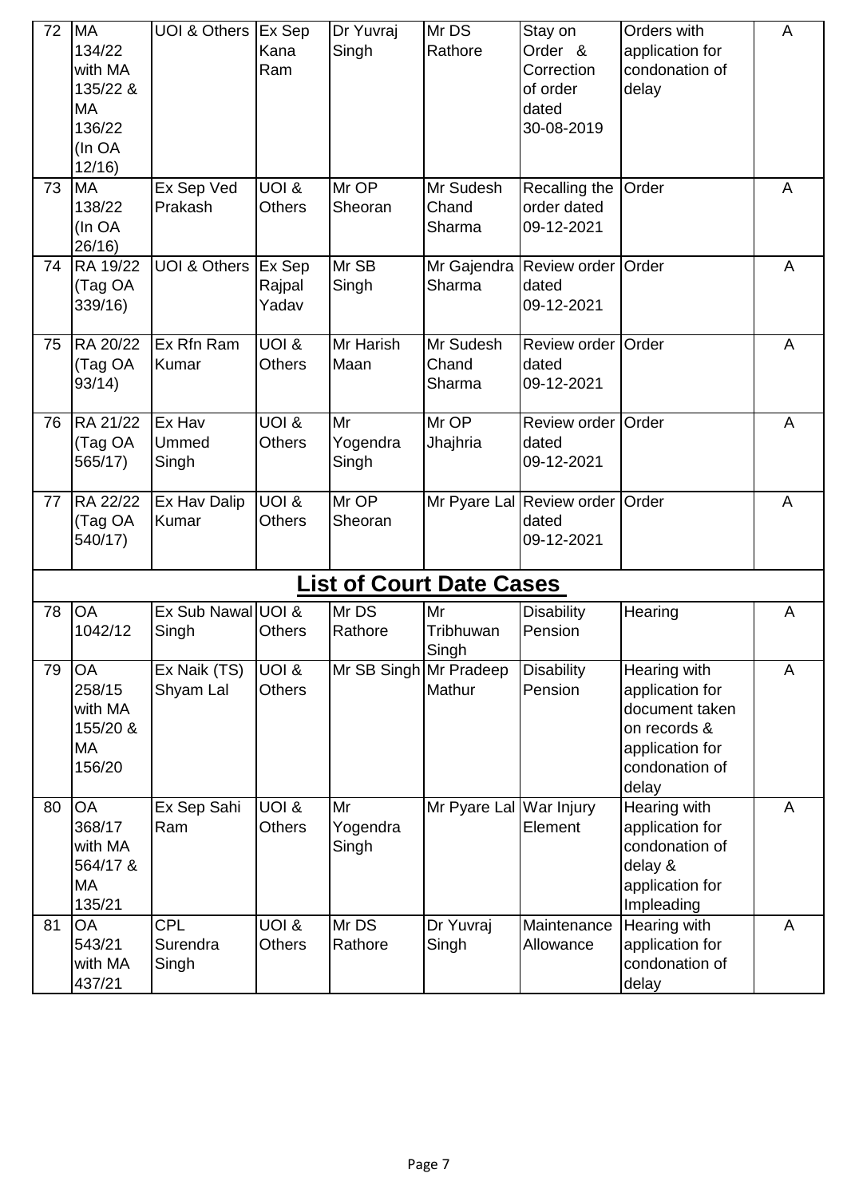| | | | | | | | | |
|---|---|---|---|---|---|---|---|---|
| 72 | MA 134/22 with MA 135/22 & MA 136/22 (In OA 12/16) | UOI & Others | Ex Sep Kana Ram | Dr Yuvraj Singh | Mr DS Rathore | Stay on Order & Correction of order dated 30-08-2019 | Orders with application for condonation of delay | A |
| 73 | MA 138/22 (In OA 26/16) | Ex Sep Ved Prakash | UOI & Others | Mr OP Sheoran | Mr Sudesh Chand Sharma | Recalling the order dated 09-12-2021 | Order | A |
| 74 | RA 19/22 (Tag OA 339/16) | UOI & Others | Ex Sep Rajpal Yadav | Mr SB Singh | Mr Gajendra Sharma | Review order dated 09-12-2021 | Order | A |
| 75 | RA 20/22 (Tag OA 93/14) | Ex Rfn Ram Kumar | UOI & Others | Mr Harish Maan | Mr Sudesh Chand Sharma | Review order dated 09-12-2021 | Order | A |
| 76 | RA 21/22 (Tag OA 565/17) | Ex Hav Ummed Singh | UOI & Others | Mr Yogendra Singh | Mr OP Jhajhria | Review order dated 09-12-2021 | Order | A |
| 77 | RA 22/22 (Tag OA 540/17) | Ex Hav Dalip Kumar | UOI & Others | Mr OP Sheoran | Mr Pyare Lal | Review order dated 09-12-2021 | Order | A |
| **List of Court Date Cases** | | | | | | | | |
| 78 | OA 1042/12 | Ex Sub Nawal Singh | UOI & Others | Mr DS Rathore | Mr Tribhuwan Singh | Disability Pension | Hearing | A |
| 79 | OA 258/15 with MA 155/20 & MA 156/20 | Ex Naik (TS) Shyam Lal | UOI & Others | Mr SB Singh | Mr Pradeep Mathur | Disability Pension | Hearing with application for document taken on records & application for condonation of delay | A |
| 80 | OA 368/17 with MA 564/17 & MA 135/21 | Ex Sep Sahi Ram | UOI & Others | Mr Yogendra Singh | Mr Pyare Lal | War Injury Element | Hearing with application for condonation of delay & application for Impleading | A |
| 81 | OA 543/21 with MA 437/21 | CPL Surendra Singh | UOI & Others | Mr DS Rathore | Dr Yuvraj Singh | Maintenance Allowance | Hearing with application for condonation of delay | A |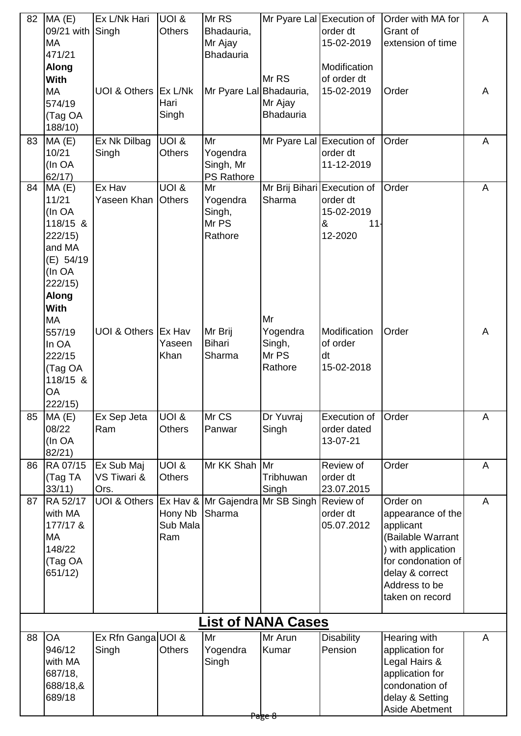| | | | | | | | | |
|---|---|---|---|---|---|---|---|---|
| 82 | MA (E) 09/21 with MA 471/21 | Ex L/Nk Hari Singh | UOI & Others | Mr RS Bhadauria, Mr Ajay Bhadauria | Mr Pyare Lal | Execution of order dt 15-02-2019 | Order with MA for Grant of extension of time | A |
| | **Along With** MA 574/19 (Tag OA 188/10) | UOI & Others | Ex L/Nk Hari Singh | Mr Pyare Lal | Mr RS Bhadauria, Mr Ajay Bhadauria | Modification of order dt 15-02-2019 | Order | A |
| 83 | MA (E) 10/21 (In OA 62/17) | Ex Nk Dilbag Singh | UOI & Others | Mr Yogendra Singh, Mr PS Rathore | Mr Pyare Lal | Execution of order dt 11-12-2019 | Order | A |
| 84 | MA (E) 11/21 (In OA 118/15 & 222/15) and MA (E) 54/19 (In OA 222/15) | Ex Hav Yaseen Khan | UOI & Others | Mr Yogendra Singh, Mr PS Rathore | Mr Brij Bihari Sharma | Execution of order dt 15-02-2019 & 11-12-2020 | Order | A |
| | **Along With** MA 557/19 In OA 222/15 (Tag OA 118/15 & OA 222/15) | UOI & Others | Ex Hav Yaseen Khan | Mr Brij Bihari Sharma | Mr Yogendra Singh, Mr PS Rathore | Modification of order dt 15-02-2018 | Order | A |
| 85 | MA (E) 08/22 (In OA 82/21) | Ex Sep Jeta Ram | UOI & Others | Mr CS Panwar | Dr Yuvraj Singh | Execution of order dated 13-07-21 | Order | A |
| 86 | RA 07/15 (Tag TA 33/11) | Ex Sub Maj VS Tiwari & Ors. | UOI & Others | Mr KK Shah | Mr Tribhuwan Singh | Review of order dt 23.07.2015 | Order | A |
| 87 | RA 52/17 with MA 177/17 & MA 148/22 (Tag OA 651/12) | UOI & Others | Ex Hav & Hony Nb Sub Mala Ram | Mr Gajendra Sharma | Mr SB Singh | Review of order dt 05.07.2012 | Order on appearance of the applicant (Bailable Warrant ) with application for condonation of delay & correct Address to be taken on record | A |
| **List of NANA Cases** | | | | | | | | |
| 88 | OA 946/12 with MA 687/18, 688/18,& 689/18 | Ex Rfn Ganga Singh | UOI & Others | Mr Yogendra Singh | Mr Arun Kumar | Disability Pension | Hearing with application for Legal Hairs & application for condonation of delay & Setting Aside Abetment | A |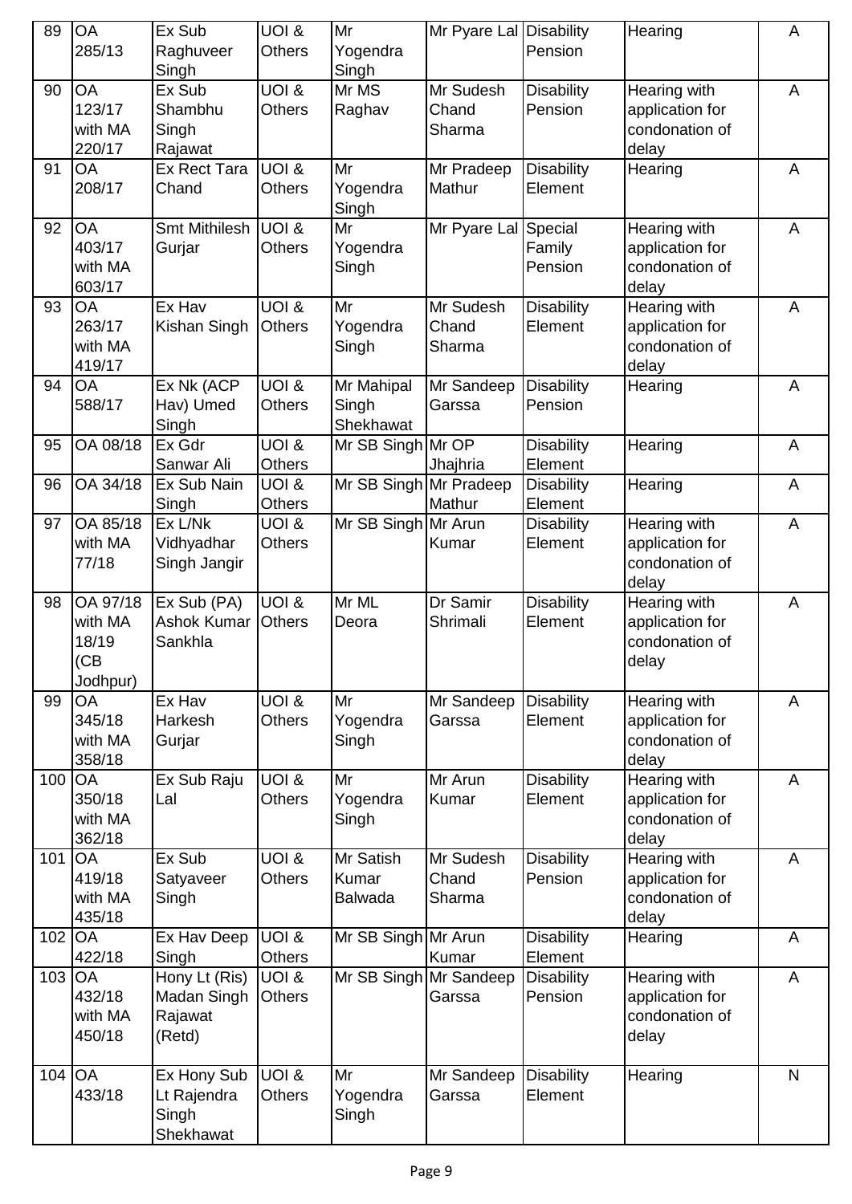| 89 | OA 285/13 | Ex Sub Raghuveer Singh | UOI & Others | Mr Yogendra Singh | Mr Pyare Lal | Disability Pension | Hearing | A |
|---|---|---|---|---|---|---|---|---|
| 90 | OA 123/17 with MA 220/17 | Ex Sub Shambhu Singh Rajawat | UOI & Others | Mr MS Raghav | Mr Sudesh Chand Sharma | Disability Pension | Hearing with application for condonation of delay | A |
| 91 | OA 208/17 | Ex Rect Tara Chand | UOI & Others | Mr Yogendra Singh | Mr Pradeep Mathur | Disability Element | Hearing | A |
| 92 | OA 403/17 with MA 603/17 | Smt Mithilesh Gurjar | UOI & Others | Mr Yogendra Singh | Mr Pyare Lal | Special Family Pension | Hearing with application for condonation of delay | A |
| 93 | OA 263/17 with MA 419/17 | Ex Hav Kishan Singh | UOI & Others | Mr Yogendra Singh | Mr Sudesh Chand Sharma | Disability Element | Hearing with application for condonation of delay | A |
| 94 | OA 588/17 | Ex Nk (ACP Hav) Umed Singh | UOI & Others | Mr Mahipal Singh Shekhawat | Mr Sandeep Garssa | Disability Pension | Hearing | A |
| 95 | OA 08/18 | Ex Gdr Sanwar Ali | UOI & Others | Mr SB Singh | Mr OP Jhajhria | Disability Element | Hearing | A |
| 96 | OA 34/18 | Ex Sub Nain Singh | UOI & Others | Mr SB Singh | Mr Pradeep Mathur | Disability Element | Hearing | A |
| 97 | OA 85/18 with MA 77/18 | Ex L/Nk Vidhyadhar Singh Jangir | UOI & Others | Mr SB Singh | Mr Arun Kumar | Disability Element | Hearing with application for condonation of delay | A |
| 98 | OA 97/18 with MA 18/19 (CB Jodhpur) | Ex Sub (PA) Ashok Kumar Sankhla | UOI & Others | Mr ML Deora | Dr Samir Shrimali | Disability Element | Hearing with application for condonation of delay | A |
| 99 | OA 345/18 with MA 358/18 | Ex Hav Harkesh Gurjar | UOI & Others | Mr Yogendra Singh | Mr Sandeep Garssa | Disability Element | Hearing with application for condonation of delay | A |
| 100 | OA 350/18 with MA 362/18 | Ex Sub Raju Lal | UOI & Others | Mr Yogendra Singh | Mr Arun Kumar | Disability Element | Hearing with application for condonation of delay | A |
| 101 | OA 419/18 with MA 435/18 | Ex Sub Satyaveer Singh | UOI & Others | Mr Satish Kumar Balwada | Mr Sudesh Chand Sharma | Disability Pension | Hearing with application for condonation of delay | A |
| 102 | OA 422/18 | Ex Hav Deep Singh | UOI & Others | Mr SB Singh | Mr Arun Kumar | Disability Element | Hearing | A |
| 103 | OA 432/18 with MA 450/18 | Hony Lt (Ris) Madan Singh Rajawat (Retd) | UOI & Others | Mr SB Singh | Mr Sandeep Garssa | Disability Pension | Hearing with application for condonation of delay | A |
| 104 | OA 433/18 | Ex Hony Sub Lt Rajendra Singh Shekhawat | UOI & Others | Mr Yogendra Singh | Mr Sandeep Garssa | Disability Element | Hearing | N |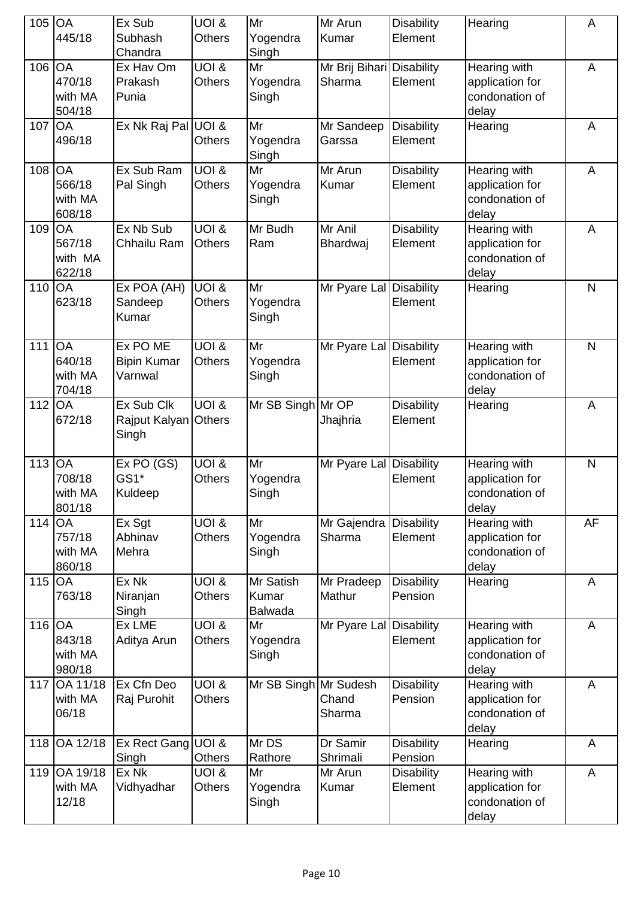| | | | | | | | | |
|---|---|---|---|---|---|---|---|---|
| 105 | OA 445/18 | Ex Sub Subhash Chandra | UOI & Others | Mr Yogendra Singh | Mr Arun Kumar | Disability Element | Hearing | A |
| 106 | OA 470/18 with MA 504/18 | Ex Hav Om Prakash Punia | UOI & Others | Mr Yogendra Singh | Mr Brij Bihari Sharma | Disability Element | Hearing with application for condonation of delay | A |
| 107 | OA 496/18 | Ex Nk Raj Pal | UOI & Others | Mr Yogendra Singh | Mr Sandeep Garssa | Disability Element | Hearing | A |
| 108 | OA 566/18 with MA 608/18 | Ex Sub Ram Pal Singh | UOI & Others | Mr Yogendra Singh | Mr Arun Kumar | Disability Element | Hearing with application for condonation of delay | A |
| 109 | OA 567/18 with MA 622/18 | Ex Nb Sub Chhailu Ram | UOI & Others | Mr Budh Ram | Mr Anil Bhardwaj | Disability Element | Hearing with application for condonation of delay | A |
| 110 | OA 623/18 | Ex POA (AH) Sandeep Kumar | UOI & Others | Mr Yogendra Singh | Mr Pyare Lal | Disability Element | Hearing | N |
| 111 | OA 640/18 with MA 704/18 | Ex PO ME Bipin Kumar Varnwal | UOI & Others | Mr Yogendra Singh | Mr Pyare Lal | Disability Element | Hearing with application for condonation of delay | N |
| 112 | OA 672/18 | Ex Sub Clk Rajput Kalyan Singh | UOI & Others | Mr SB Singh | Mr OP Jhajhria | Disability Element | Hearing | A |
| 113 | OA 708/18 with MA 801/18 | Ex PO (GS) GS1* Kuldeep | UOI & Others | Mr Yogendra Singh | Mr Pyare Lal | Disability Element | Hearing with application for condonation of delay | N |
| 114 | OA 757/18 with MA 860/18 | Ex Sgt Abhinav Mehra | UOI & Others | Mr Yogendra Singh | Mr Gajendra Sharma | Disability Element | Hearing with application for condonation of delay | AF |
| 115 | OA 763/18 | Ex Nk Niranjan Singh | UOI & Others | Mr Satish Kumar Balwada | Mr Pradeep Mathur | Disability Pension | Hearing | A |
| 116 | OA 843/18 with MA 980/18 | Ex LME Aditya Arun | UOI & Others | Mr Yogendra Singh | Mr Pyare Lal | Disability Element | Hearing with application for condonation of delay | A |
| 117 | OA 11/18 with MA 06/18 | Ex Cfn Deo Raj Purohit | UOI & Others | Mr SB Singh | Mr Sudesh Chand Sharma | Disability Pension | Hearing with application for condonation of delay | A |
| 118 | OA 12/18 | Ex Rect Gang Singh | UOI & Others | Mr DS Rathore | Dr Samir Shrimali | Disability Pension | Hearing | A |
| 119 | OA 19/18 with MA 12/18 | Ex Nk Vidhyadhar | UOI & Others | Mr Yogendra Singh | Mr Arun Kumar | Disability Element | Hearing with application for condonation of delay | A |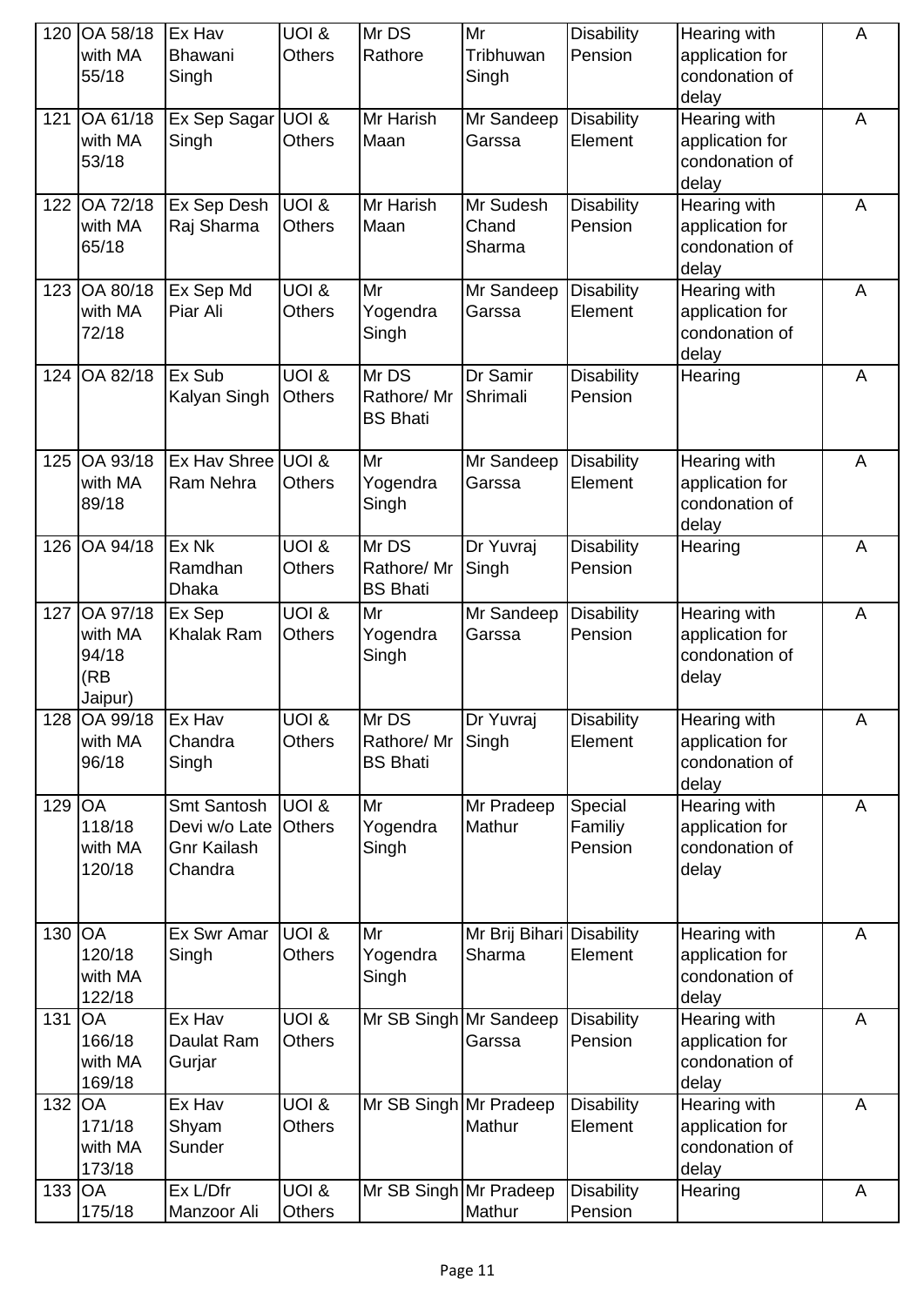| | | | | | | | | |
|---|---|---|---|---|---|---|---|---|
| 120 | OA 58/18 with MA 55/18 | Ex Hav Bhawani Singh | UOI & Others | Mr DS Rathore | Mr Tribhuwan Singh | Disability Pension | Hearing with application for condonation of delay | A |
| 121 | OA 61/18 with MA 53/18 | Ex Sep Sagar Singh | UOI & Others | Mr Harish Maan | Mr Sandeep Garssa | Disability Element | Hearing with application for condonation of delay | A |
| 122 | OA 72/18 with MA 65/18 | Ex Sep Desh Raj Sharma | UOI & Others | Mr Harish Maan | Mr Sudesh Chand Sharma | Disability Pension | Hearing with application for condonation of delay | A |
| 123 | OA 80/18 with MA 72/18 | Ex Sep Md Piar Ali | UOI & Others | Mr Yogendra Singh | Mr Sandeep Garssa | Disability Element | Hearing with application for condonation of delay | A |
| 124 | OA 82/18 | Ex Sub Kalyan Singh | UOI & Others | Mr DS Rathore/ Mr BS Bhati | Dr Samir Shrimali | Disability Pension | Hearing | A |
| 125 | OA 93/18 with MA 89/18 | Ex Hav Shree Ram Nehra | UOI & Others | Mr Yogendra Singh | Mr Sandeep Garssa | Disability Element | Hearing with application for condonation of delay | A |
| 126 | OA 94/18 | Ex Nk Ramdhan Dhaka | UOI & Others | Mr DS Rathore/ Mr BS Bhati | Dr Yuvraj Singh | Disability Pension | Hearing | A |
| 127 | OA 97/18 with MA 94/18 (RB Jaipur) | Ex Sep Khalak Ram | UOI & Others | Mr Yogendra Singh | Mr Sandeep Garssa | Disability Pension | Hearing with application for condonation of delay | A |
| 128 | OA 99/18 with MA 96/18 | Ex Hav Chandra Singh | UOI & Others | Mr DS Rathore/ Mr BS Bhati | Dr Yuvraj Singh | Disability Element | Hearing with application for condonation of delay | A |
| 129 | OA 118/18 with MA 120/18 | Smt Santosh Devi w/o Late Gnr Kailash Chandra | UOI & Others | Mr Yogendra Singh | Mr Pradeep Mathur | Special Familiy Pension | Hearing with application for condonation of delay | A |
| 130 | OA 120/18 with MA 122/18 | Ex Swr Amar Singh | UOI & Others | Mr Yogendra Singh | Mr Brij Bihari Sharma | Disability Element | Hearing with application for condonation of delay | A |
| 131 | OA 166/18 with MA 169/18 | Ex Hav Daulat Ram Gurjar | UOI & Others | Mr SB Singh | Mr Sandeep Garssa | Disability Pension | Hearing with application for condonation of delay | A |
| 132 | OA 171/18 with MA 173/18 | Ex Hav Shyam Sunder | UOI & Others | Mr SB Singh | Mr Pradeep Mathur | Disability Element | Hearing with application for condonation of delay | A |
| 133 | OA 175/18 | Ex L/Dfr Manzoor Ali | UOI & Others | Mr SB Singh | Mr Pradeep Mathur | Disability Pension | Hearing | A |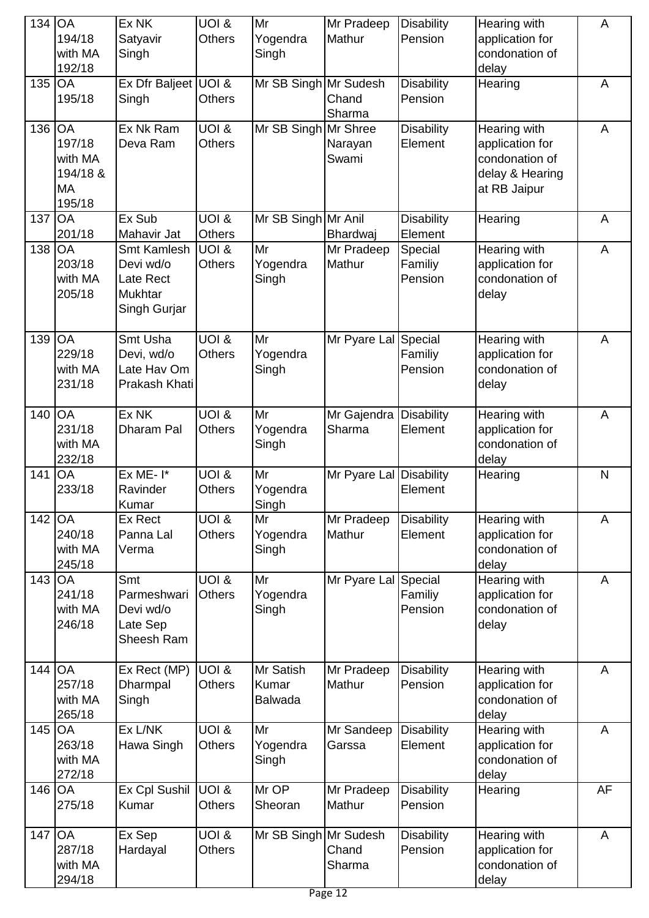| | | | | | | | | |
|---|---|---|---|---|---|---|---|---|
| 134 | OA 194/18 with MA 192/18 | Ex NK Satyavir Singh | UOI & Others | Mr Yogendra Singh | Mr Pradeep Mathur | Disability Pension | Hearing with application for condonation of delay | A |
| 135 | OA 195/18 | Ex Dfr Baljeet Singh | UOI & Others | Mr SB Singh | Mr Sudesh Chand Sharma | Disability Pension | Hearing | A |
| 136 | OA 197/18 with MA 194/18 & MA 195/18 | Ex Nk Ram Deva Ram | UOI & Others | Mr SB Singh | Mr Shree Narayan Swami | Disability Element | Hearing with application for condonation of delay & Hearing at RB Jaipur | A |
| 137 | OA 201/18 | Ex Sub Mahavir Jat | UOI & Others | Mr SB Singh | Mr Anil Bhardwaj | Disability Element | Hearing | A |
| 138 | OA 203/18 with MA 205/18 | Smt Kamlesh Devi wd/o Late Rect Mukhtar Singh Gurjar | UOI & Others | Mr Yogendra Singh | Mr Pradeep Mathur | Special Familiy Pension | Hearing with application for condonation of delay | A |
| 139 | OA 229/18 with MA 231/18 | Smt Usha Devi, wd/o Late Hav Om Prakash Khati | UOI & Others | Mr Yogendra Singh | Mr Pyare Lal | Special Familiy Pension | Hearing with application for condonation of delay | A |
| 140 | OA 231/18 with MA 232/18 | Ex NK Dharam Pal | UOI & Others | Mr Yogendra Singh | Mr Gajendra Sharma | Disability Element | Hearing with application for condonation of delay | A |
| 141 | OA 233/18 | Ex ME- I* Ravinder Kumar | UOI & Others | Mr Yogendra Singh | Mr Pyare Lal | Disability Element | Hearing | N |
| 142 | OA 240/18 with MA 245/18 | Ex Rect Panna Lal Verma | UOI & Others | Mr Yogendra Singh | Mr Pradeep Mathur | Disability Element | Hearing with application for condonation of delay | A |
| 143 | OA 241/18 with MA 246/18 | Smt Parmeshwari Devi wd/o Late Sep Sheesh Ram | UOI & Others | Mr Yogendra Singh | Mr Pyare Lal | Special Familiy Pension | Hearing with application for condonation of delay | A |
| 144 | OA 257/18 with MA 265/18 | Ex Rect (MP) Dharmpal Singh | UOI & Others | Mr Satish Kumar Balwada | Mr Pradeep Mathur | Disability Pension | Hearing with application for condonation of delay | A |
| 145 | OA 263/18 with MA 272/18 | Ex L/NK Hawa Singh | UOI & Others | Mr Yogendra Singh | Mr Sandeep Garssa | Disability Element | Hearing with application for condonation of delay | A |
| 146 | OA 275/18 | Ex Cpl Sushil Kumar | UOI & Others | Mr OP Sheoran | Mr Pradeep Mathur | Disability Pension | Hearing | AF |
| 147 | OA 287/18 with MA 294/18 | Ex Sep Hardayal | UOI & Others | Mr SB Singh | Mr Sudesh Chand Sharma | Disability Pension | Hearing with application for condonation of delay | A |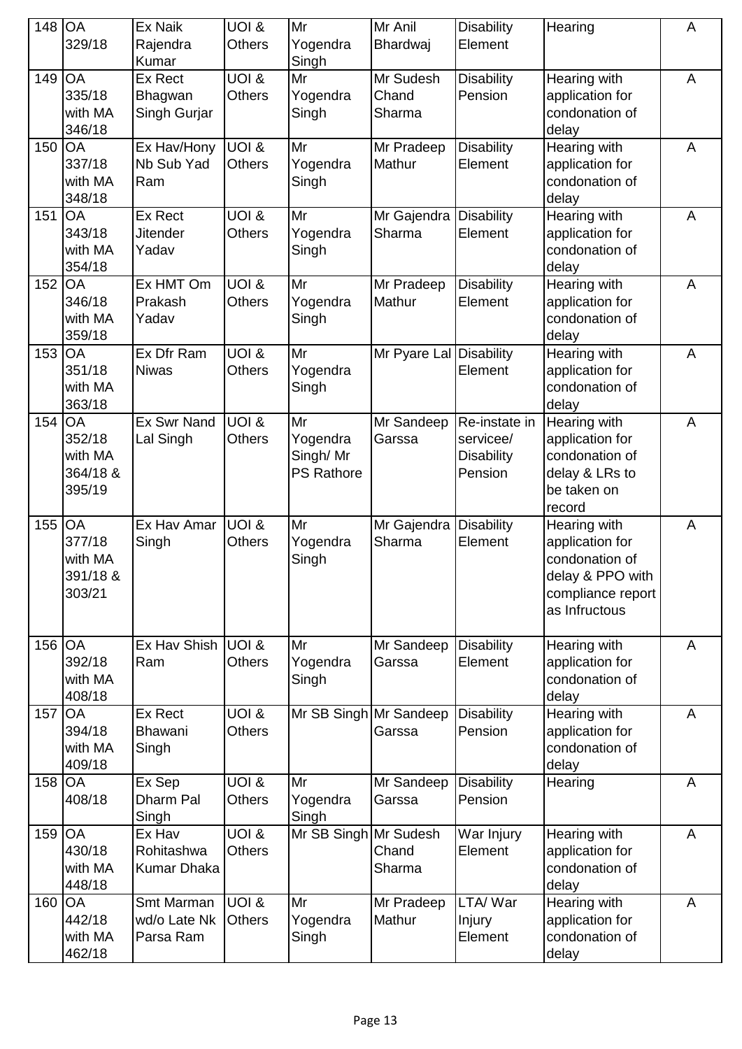| | | | | | | | | |
|---|---|---|---|---|---|---|---|---|
| 148 | OA 329/18 | Ex Naik Rajendra Kumar | UOI & Others | Mr Yogendra Singh | Mr Anil Bhardwaj | Disability Element | Hearing | A |
| 149 | OA 335/18 with MA 346/18 | Ex Rect Bhagwan Singh Gurjar | UOI & Others | Mr Yogendra Singh | Mr Sudesh Chand Sharma | Disability Pension | Hearing with application for condonation of delay | A |
| 150 | OA 337/18 with MA 348/18 | Ex Hav/Hony Nb Sub Yad Ram | UOI & Others | Mr Yogendra Singh | Mr Pradeep Mathur | Disability Element | Hearing with application for condonation of delay | A |
| 151 | OA 343/18 with MA 354/18 | Ex Rect Jitender Yadav | UOI & Others | Mr Yogendra Singh | Mr Gajendra Sharma | Disability Element | Hearing with application for condonation of delay | A |
| 152 | OA 346/18 with MA 359/18 | Ex HMT Om Prakash Yadav | UOI & Others | Mr Yogendra Singh | Mr Pradeep Mathur | Disability Element | Hearing with application for condonation of delay | A |
| 153 | OA 351/18 with MA 363/18 | Ex Dfr Ram Niwas | UOI & Others | Mr Yogendra Singh | Mr Pyare Lal | Disability Element | Hearing with application for condonation of delay | A |
| 154 | OA 352/18 with MA 364/18 & 395/19 | Ex Swr Nand Lal Singh | UOI & Others | Mr Yogendra Singh/ Mr PS Rathore | Mr Sandeep Garssa | Re-instate in servicee/ Disability Pension | Hearing with application for condonation of delay & LRs to be taken on record | A |
| 155 | OA 377/18 with MA 391/18 & 303/21 | Ex Hav Amar Singh | UOI & Others | Mr Yogendra Singh | Mr Gajendra Sharma | Disability Element | Hearing with application for condonation of delay & PPO with compliance report as Infructous | A |
| 156 | OA 392/18 with MA 408/18 | Ex Hav Shish Ram | UOI & Others | Mr Yogendra Singh | Mr Sandeep Garssa | Disability Element | Hearing with application for condonation of delay | A |
| 157 | OA 394/18 with MA 409/18 | Ex Rect Bhawani Singh | UOI & Others | Mr SB Singh | Mr Sandeep Garssa | Disability Pension | Hearing with application for condonation of delay | A |
| 158 | OA 408/18 | Ex Sep Dharm Pal Singh | UOI & Others | Mr Yogendra Singh | Mr Sandeep Garssa | Disability Pension | Hearing | A |
| 159 | OA 430/18 with MA 448/18 | Ex Hav Rohitashwa Kumar Dhaka | UOI & Others | Mr SB Singh | Mr Sudesh Chand Sharma | War Injury Element | Hearing with application for condonation of delay | A |
| 160 | OA 442/18 with MA 462/18 | Smt Marman wd/o Late Nk Parsa Ram | UOI & Others | Mr Yogendra Singh | Mr Pradeep Mathur | LTA/ War Injury Element | Hearing with application for condonation of delay | A |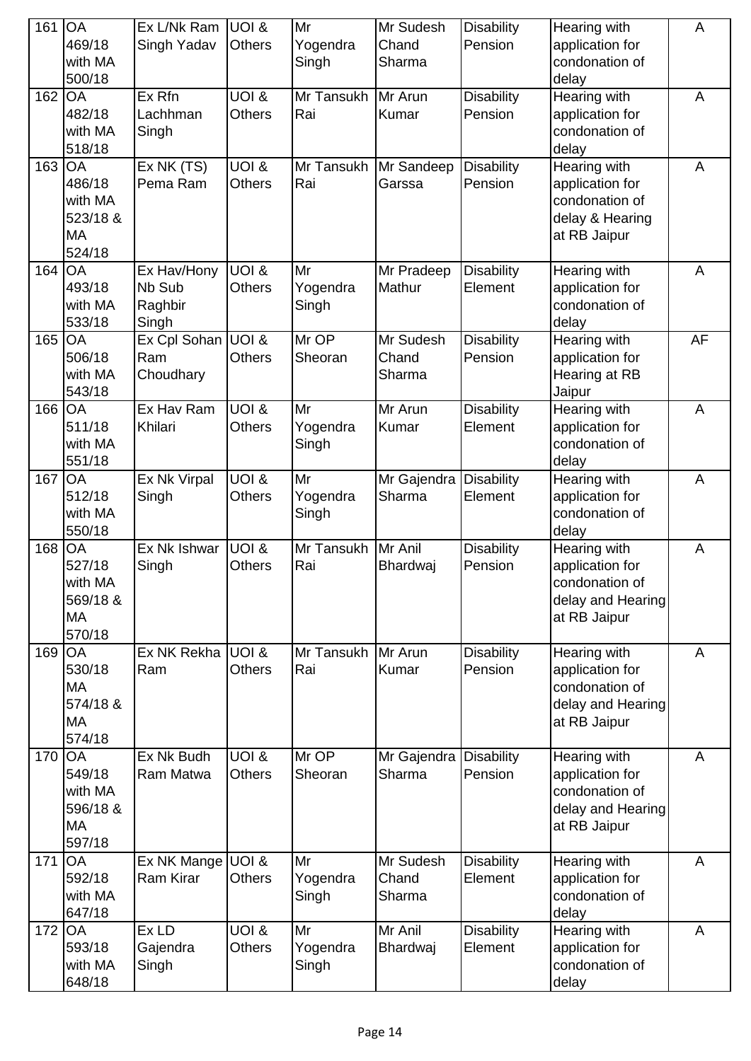| | | | | | | | | |
|---|---|---|---|---|---|---|---|---|
| 161 | OA 469/18 with MA 500/18 | Ex L/Nk Ram Singh Yadav | UOI & Others | Mr Yogendra Singh | Mr Sudesh Chand Sharma | Disability Pension | Hearing with application for condonation of delay | A |
| 162 | OA 482/18 with MA 518/18 | Ex Rfn Lachhman Singh | UOI & Others | Mr Tansukh Rai | Mr Arun Kumar | Disability Pension | Hearing with application for condonation of delay | A |
| 163 | OA 486/18 with MA 523/18 & MA 524/18 | Ex NK (TS) Pema Ram | UOI & Others | Mr Tansukh Rai | Mr Sandeep Garssa | Disability Pension | Hearing with application for condonation of delay & Hearing at RB Jaipur | A |
| 164 | OA 493/18 with MA 533/18 | Ex Hav/Hony Nb Sub Raghbir Singh | UOI & Others | Mr Yogendra Singh | Mr Pradeep Mathur | Disability Element | Hearing with application for condonation of delay | A |
| 165 | OA 506/18 with MA 543/18 | Ex Cpl Sohan Ram Choudhary | UOI & Others | Mr OP Sheoran | Mr Sudesh Chand Sharma | Disability Pension | Hearing with application for Hearing at RB Jaipur | AF |
| 166 | OA 511/18 with MA 551/18 | Ex Hav Ram Khilari | UOI & Others | Mr Yogendra Singh | Mr Arun Kumar | Disability Element | Hearing with application for condonation of delay | A |
| 167 | OA 512/18 with MA 550/18 | Ex Nk Virpal Singh | UOI & Others | Mr Yogendra Singh | Mr Gajendra Sharma | Disability Element | Hearing with application for condonation of delay | A |
| 168 | OA 527/18 with MA 569/18 & MA 570/18 | Ex Nk Ishwar Singh | UOI & Others | Mr Tansukh Rai | Mr Anil Bhardwaj | Disability Pension | Hearing with application for condonation of delay and Hearing at RB Jaipur | A |
| 169 | OA 530/18 MA 574/18 & MA 574/18 | Ex NK Rekha Ram | UOI & Others | Mr Tansukh Rai | Mr Arun Kumar | Disability Pension | Hearing with application for condonation of delay and Hearing at RB Jaipur | A |
| 170 | OA 549/18 with MA 596/18 & MA 597/18 | Ex Nk Budh Ram Matwa | UOI & Others | Mr OP Sheoran | Mr Gajendra Sharma | Disability Pension | Hearing with application for condonation of delay and Hearing at RB Jaipur | A |
| 171 | OA 592/18 with MA 647/18 | Ex NK Mange Ram Kirar | UOI & Others | Mr Yogendra Singh | Mr Sudesh Chand Sharma | Disability Element | Hearing with application for condonation of delay | A |
| 172 | OA 593/18 with MA 648/18 | Ex LD Gajendra Singh | UOI & Others | Mr Yogendra Singh | Mr Anil Bhardwaj | Disability Element | Hearing with application for condonation of delay | A |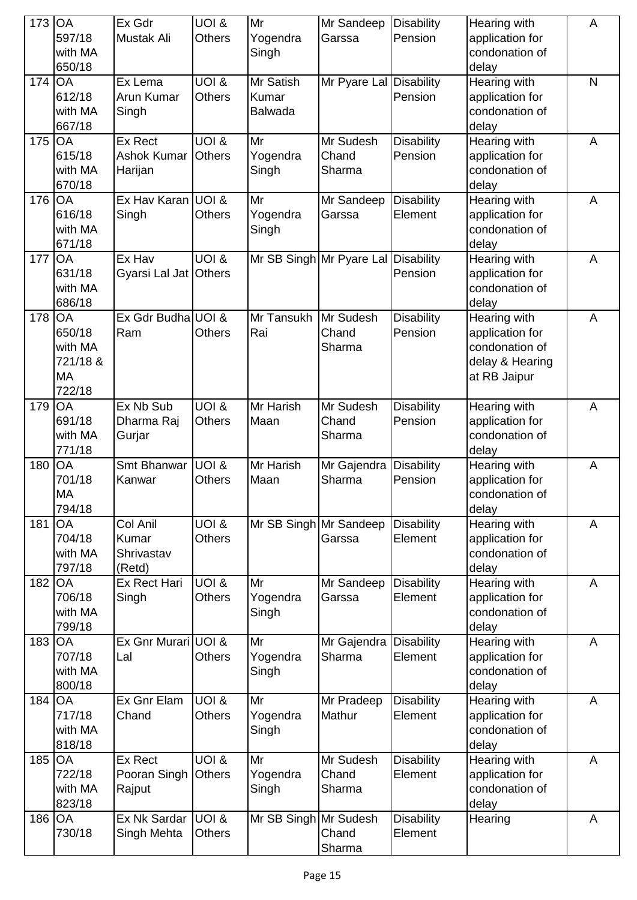| | | | | | | | | |
|---|---|---|---|---|---|---|---|---|
| 173 | OA 597/18 with MA 650/18 | Ex Gdr Mustak Ali | UOI & Others | Mr Yogendra Singh | Mr Sandeep Garssa | Disability Pension | Hearing with application for condonation of delay | A |
| 174 | OA 612/18 with MA 667/18 | Ex Lema Arun Kumar Singh | UOI & Others | Mr Satish Kumar Balwada | Mr Pyare Lal | Disability Pension | Hearing with application for condonation of delay | N |
| 175 | OA 615/18 with MA 670/18 | Ex Rect Ashok Kumar Harijan | UOI & Others | Mr Yogendra Singh | Mr Sudesh Chand Sharma | Disability Pension | Hearing with application for condonation of delay | A |
| 176 | OA 616/18 with MA 671/18 | Ex Hav Karan Singh | UOI & Others | Mr Yogendra Singh | Mr Sandeep Garssa | Disability Element | Hearing with application for condonation of delay | A |
| 177 | OA 631/18 with MA 686/18 | Ex Hav Gyarsi Lal Jat | UOI & Others | Mr SB Singh | Mr Pyare Lal | Disability Pension | Hearing with application for condonation of delay | A |
| 178 | OA 650/18 with MA 721/18 & MA 722/18 | Ex Gdr Budha Ram | UOI & Others | Mr Tansukh Rai | Mr Sudesh Chand Sharma | Disability Pension | Hearing with application for condonation of delay & Hearing at RB Jaipur | A |
| 179 | OA 691/18 with MA 771/18 | Ex Nb Sub Dharma Raj Gurjar | UOI & Others | Mr Harish Maan | Mr Sudesh Chand Sharma | Disability Pension | Hearing with application for condonation of delay | A |
| 180 | OA 701/18 MA 794/18 | Smt Bhanwar Kanwar | UOI & Others | Mr Harish Maan | Mr Gajendra Sharma | Disability Pension | Hearing with application for condonation of delay | A |
| 181 | OA 704/18 with MA 797/18 | Col Anil Kumar Shrivastav (Retd) | UOI & Others | Mr SB Singh | Mr Sandeep Garssa | Disability Element | Hearing with application for condonation of delay | A |
| 182 | OA 706/18 with MA 799/18 | Ex Rect Hari Singh | UOI & Others | Mr Yogendra Singh | Mr Sandeep Garssa | Disability Element | Hearing with application for condonation of delay | A |
| 183 | OA 707/18 with MA 800/18 | Ex Gnr Murari Lal | UOI & Others | Mr Yogendra Singh | Mr Gajendra Sharma | Disability Element | Hearing with application for condonation of delay | A |
| 184 | OA 717/18 with MA 818/18 | Ex Gnr Elam Chand | UOI & Others | Mr Yogendra Singh | Mr Pradeep Mathur | Disability Element | Hearing with application for condonation of delay | A |
| 185 | OA 722/18 with MA 823/18 | Ex Rect Pooran Singh Rajput | UOI & Others | Mr Yogendra Singh | Mr Sudesh Chand Sharma | Disability Element | Hearing with application for condonation of delay | A |
| 186 | OA 730/18 | Ex Nk Sardar Singh Mehta | UOI & Others | Mr SB Singh | Mr Sudesh Chand Sharma | Disability Element | Hearing | A |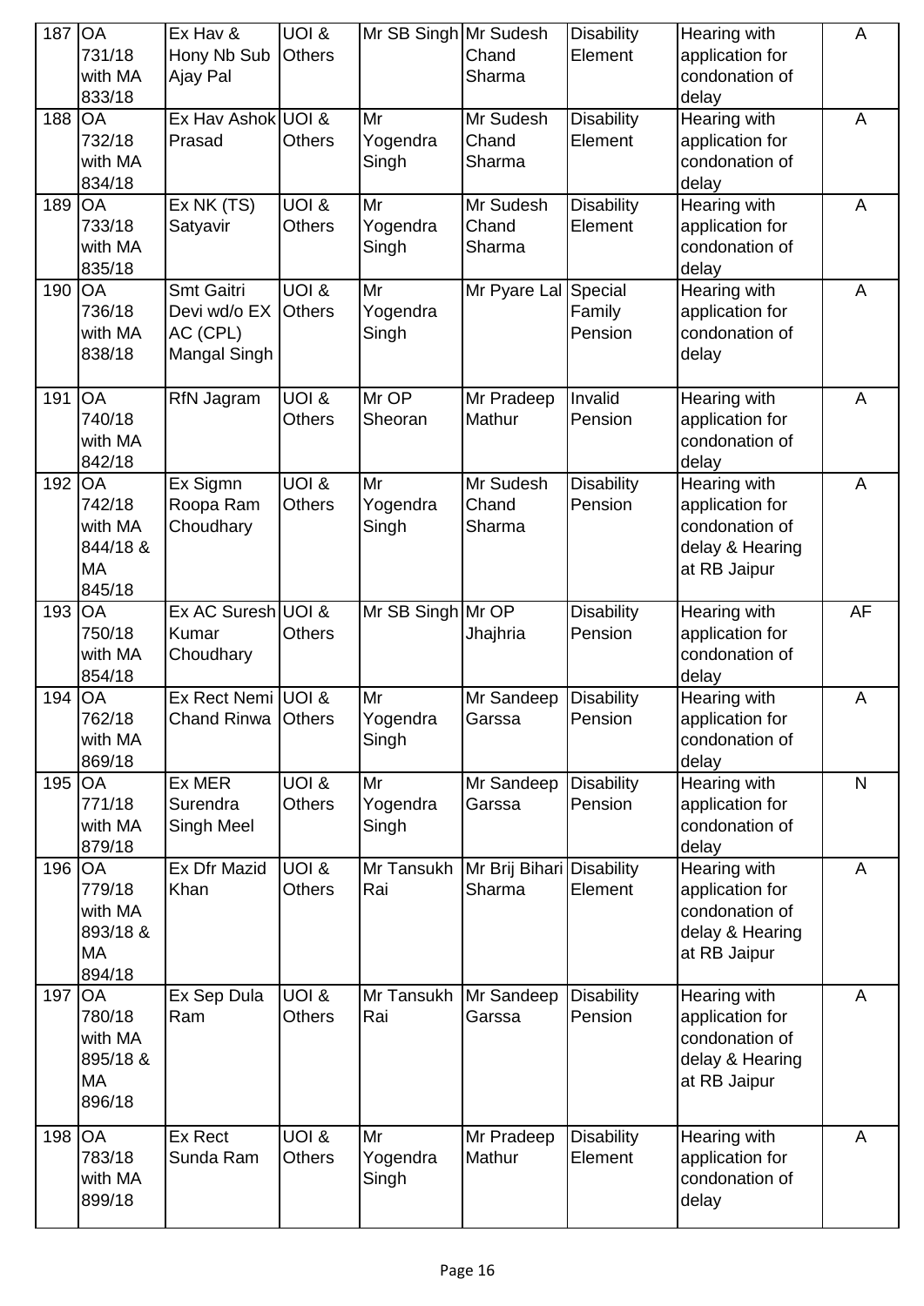| | | | | | | | | |
|---|---|---|---|---|---|---|---|---|
| 187 | OA 731/18 with MA 833/18 | Ex Hav & Hony Nb Sub Ajay Pal | UOI & Others | Mr SB Singh | Mr Sudesh Chand Sharma | Disability Element | Hearing with application for condonation of delay | A |
| 188 | OA 732/18 with MA 834/18 | Ex Hav Ashok Prasad | UOI & Others | Mr Yogendra Singh | Mr Sudesh Chand Sharma | Disability Element | Hearing with application for condonation of delay | A |
| 189 | OA 733/18 with MA 835/18 | Ex NK (TS) Satyavir | UOI & Others | Mr Yogendra Singh | Mr Sudesh Chand Sharma | Disability Element | Hearing with application for condonation of delay | A |
| 190 | OA 736/18 with MA 838/18 | Smt Gaitri Devi wd/o EX AC (CPL) Mangal Singh | UOI & Others | Mr Yogendra Singh | Mr Pyare Lal | Special Family Pension | Hearing with application for condonation of delay | A |
| 191 | OA 740/18 with MA 842/18 | RfN Jagram | UOI & Others | Mr OP Sheoran | Mr Pradeep Mathur | Invalid Pension | Hearing with application for condonation of delay | A |
| 192 | OA 742/18 with MA 844/18 & MA 845/18 | Ex Sigmn Roopa Ram Choudhary | UOI & Others | Mr Yogendra Singh | Mr Sudesh Chand Sharma | Disability Pension | Hearing with application for condonation of delay & Hearing at RB Jaipur | A |
| 193 | OA 750/18 with MA 854/18 | Ex AC Suresh Kumar Choudhary | UOI & Others | Mr SB Singh | Mr OP Jhajhria | Disability Pension | Hearing with application for condonation of delay | AF |
| 194 | OA 762/18 with MA 869/18 | Ex Rect Nemi Chand Rinwa | UOI & Others | Mr Yogendra Singh | Mr Sandeep Garssa | Disability Pension | Hearing with application for condonation of delay | A |
| 195 | OA 771/18 with MA 879/18 | Ex MER Surendra Singh Meel | UOI & Others | Mr Yogendra Singh | Mr Sandeep Garssa | Disability Pension | Hearing with application for condonation of delay | N |
| 196 | OA 779/18 with MA 893/18 & MA 894/18 | Ex Dfr Mazid Khan | UOI & Others | Mr Tansukh Rai | Mr Brij Bihari Sharma | Disability Element | Hearing with application for condonation of delay & Hearing at RB Jaipur | A |
| 197 | OA 780/18 with MA 895/18 & MA 896/18 | Ex Sep Dula Ram | UOI & Others | Mr Tansukh Rai | Mr Sandeep Garssa | Disability Pension | Hearing with application for condonation of delay & Hearing at RB Jaipur | A |
| 198 | OA 783/18 with MA 899/18 | Ex Rect Sunda Ram | UOI & Others | Mr Yogendra Singh | Mr Pradeep Mathur | Disability Element | Hearing with application for condonation of delay | A |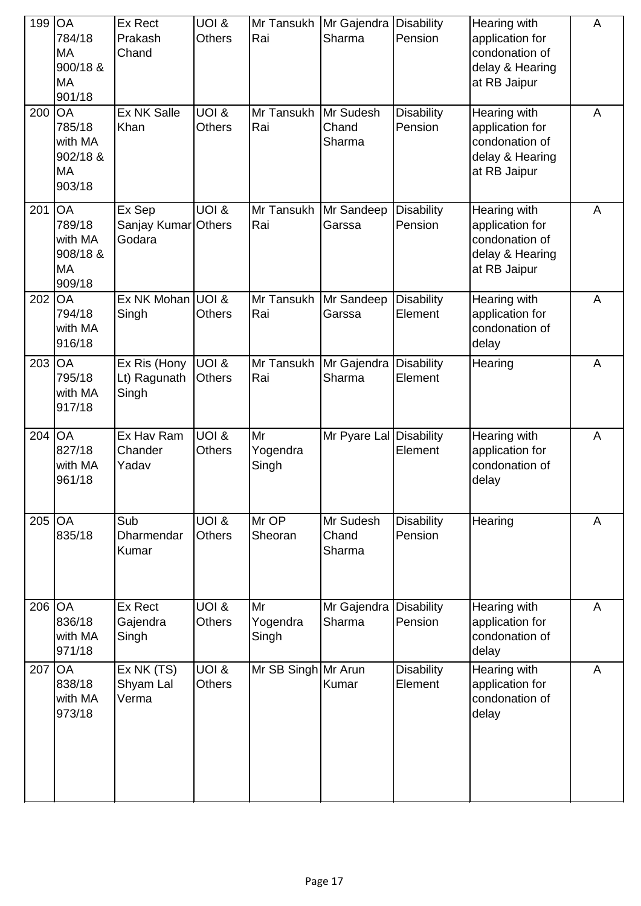| 199 | OA 784/18 MA 900/18 & MA 901/18 | Ex Rect Prakash Chand | UOI & Others | Mr Tansukh Rai | Mr Gajendra Sharma | Disability Pension | Hearing with application for condonation of delay & Hearing at RB Jaipur | A |
|---|---|---|---|---|---|---|---|---|
| 200 | OA 785/18 with MA 902/18 & MA 903/18 | Ex NK Salle Khan | UOI & Others | Mr Tansukh Rai | Mr Sudesh Chand Sharma | Disability Pension | Hearing with application for condonation of delay & Hearing at RB Jaipur | A |
| 201 | OA 789/18 with MA 908/18 & MA 909/18 | Ex Sep Sanjay Kumar Godara | UOI & Others | Mr Tansukh Rai | Mr Sandeep Garssa | Disability Pension | Hearing with application for condonation of delay & Hearing at RB Jaipur | A |
| 202 | OA 794/18 with MA 916/18 | Ex NK Mohan Singh | UOI & Others | Mr Tansukh Rai | Mr Sandeep Garssa | Disability Element | Hearing with application for condonation of delay | A |
| 203 | OA 795/18 with MA 917/18 | Ex Ris (Hony Lt) Ragunath Singh | UOI & Others | Mr Tansukh Rai | Mr Gajendra Sharma | Disability Element | Hearing | A |
| 204 | OA 827/18 with MA 961/18 | Ex Hav Ram Chander Yadav | UOI & Others | Mr Yogendra Singh | Mr Pyare Lal | Disability Element | Hearing with application for condonation of delay | A |
| 205 | OA 835/18 | Sub Dharmendar Kumar | UOI & Others | Mr OP Sheoran | Mr Sudesh Chand Sharma | Disability Pension | Hearing | A |
| 206 | OA 836/18 with MA 971/18 | Ex Rect Gajendra Singh | UOI & Others | Mr Yogendra Singh | Mr Gajendra Sharma | Disability Pension | Hearing with application for condonation of delay | A |
| 207 | OA 838/18 with MA 973/18 | Ex NK (TS) Shyam Lal Verma | UOI & Others | Mr SB Singh | Mr Arun Kumar | Disability Element | Hearing with application for condonation of delay | A |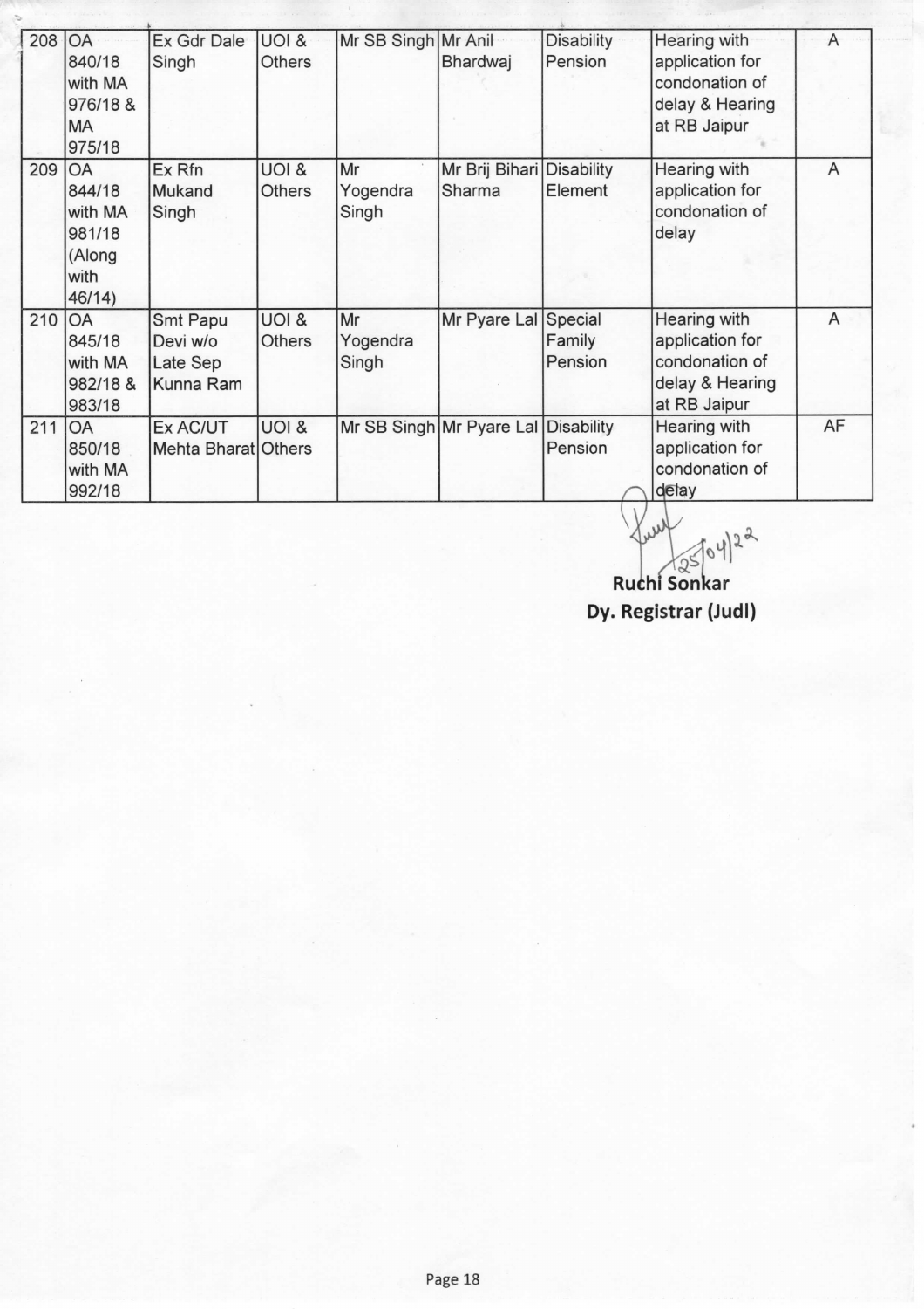| | | | | | | | | |
|---|---|---|---|---|---|---|---|---|
| 208 | OA 840/18 with MA 976/18 & MA 975/18 | Ex Gdr Dale Singh | UOI & Others | Mr SB Singh | Mr Anil Bhardwaj | Disability Pension | Hearing with application for condonation of delay & Hearing at RB Jaipur | A |
| 209 | OA 844/18 with MA 981/18 (Along with 46/14) | Ex Rfn Mukand Singh | UOI & Others | Mr Yogendra Singh | Mr Brij Bihari Sharma | Disability Element | Hearing with application for condonation of delay | A |
| 210 | OA 845/18 with MA 982/18 & 983/18 | Smt Papu Devi w/o Late Sep Kunna Ram | UOI & Others | Mr Yogendra Singh | Mr Pyare Lal | Special Family Pension | Hearing with application for condonation of delay & Hearing at RB Jaipur | A |
| 211 | OA 850/18 with MA 992/18 | Ex AC/UT Mehta Bharat | UOI & Others | Mr SB Singh | Mr Pyare Lal | Disability Pension | Hearing with application for condonation of delay | AF |

25/04/22

**Ruchi Sonkar**
**Dy. Registrar (Judl)**